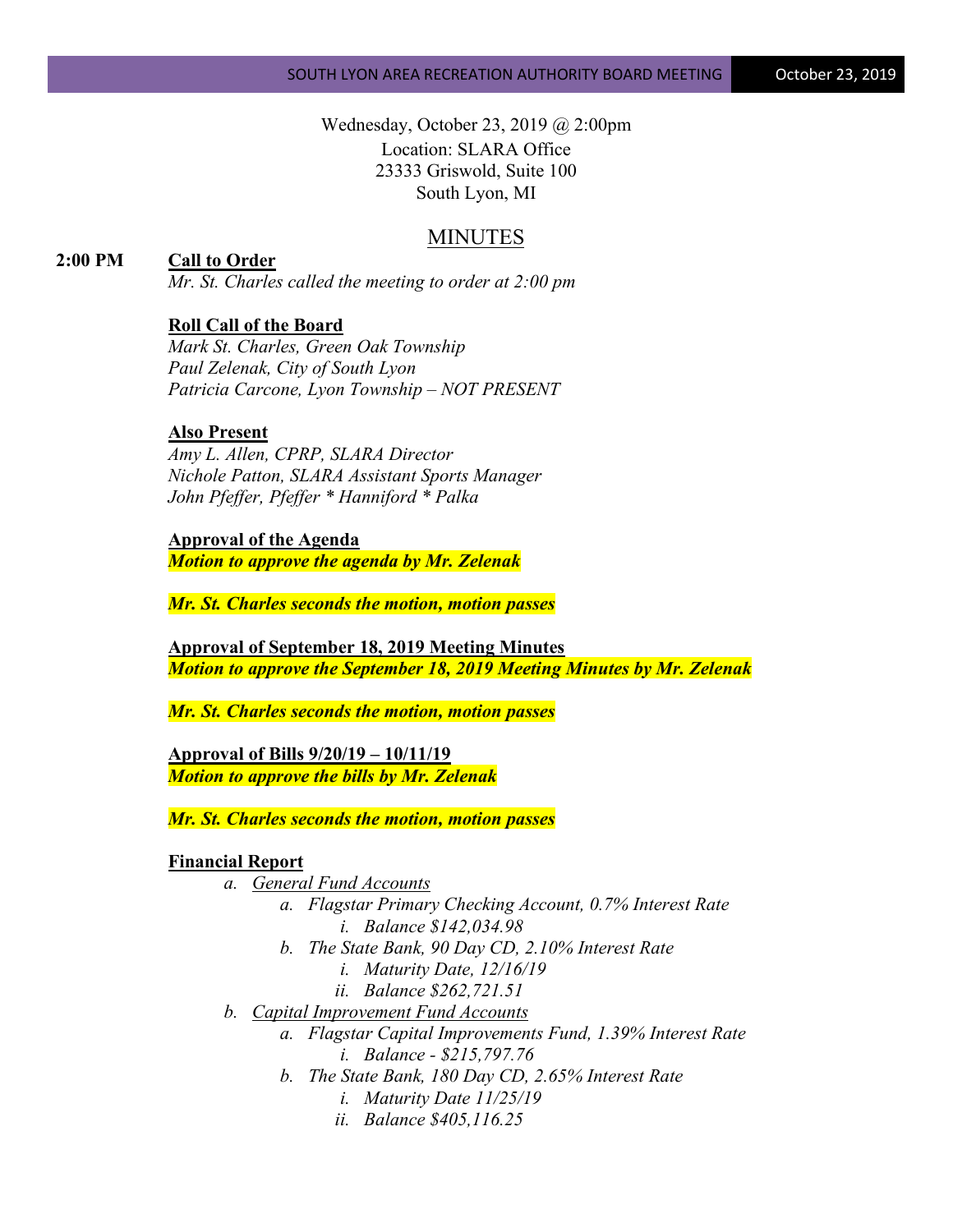Wednesday, October 23, 2019 @ 2:00pm
Location: SLARA Office
23333 Griswold, Suite 100
South Lyon, MI

# MINUTES

**2:00 PM** **Call to Order**

*Mr. St. Charles called the meeting to order at 2:00 pm*

**Roll Call of the Board**

*Mark St. Charles, Green Oak Township*
*Paul Zelenak, City of South Lyon*
*Patricia Carcone, Lyon Township – NOT PRESENT*

**Also Present**

*Amy L. Allen, CPRP, SLARA Director*
*Nichole Patton, SLARA Assistant Sports Manager*
*John Pfeffer, Pfeffer * Hanniford * Palka*

**Approval of the Agenda**

***Motion to approve the agenda by Mr. Zelenak***

***Mr. St. Charles seconds the motion, motion passes***

**Approval of September 18, 2019 Meeting Minutes**

***Motion to approve the September 18, 2019 Meeting Minutes by Mr. Zelenak***

***Mr. St. Charles seconds the motion, motion passes***

**Approval of Bills 9/20/19 – 10/11/19**

***Motion to approve the bills by Mr. Zelenak***

***Mr. St. Charles seconds the motion, motion passes***

**Financial Report**

a. General Fund Accounts
   a. *Flagstar Primary Checking Account, 0.7% Interest Rate*
      i. *Balance $142,034.98*
   b. *The State Bank, 90 Day CD, 2.10% Interest Rate*
      i. *Maturity Date, 12/16/19*
      ii. *Balance $262,721.51*
b. Capital Improvement Fund Accounts
   a. *Flagstar Capital Improvements Fund, 1.39% Interest Rate*
      i. *Balance - $215,797.76*
   b. *The State Bank, 180 Day CD, 2.65% Interest Rate*
      i. *Maturity Date 11/25/19*
      ii. *Balance $405,116.25*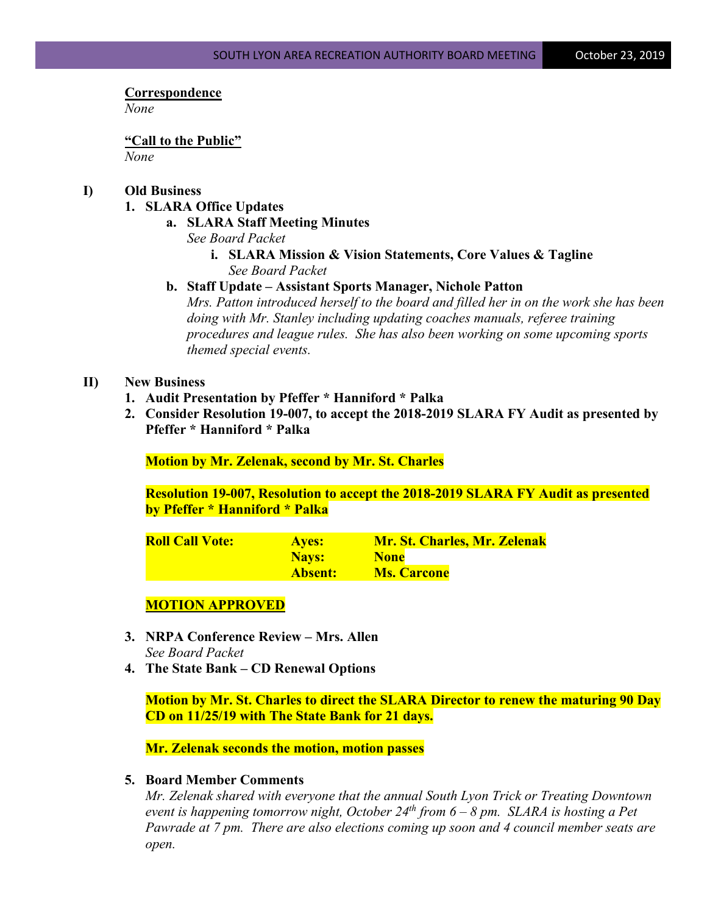**Correspondence**

*None*

**"Call to the Public"**

*None*

**I) Old Business**

1. **SLARA Office Updates**
   a. **SLARA Staff Meeting Minutes**
      *See Board Packet*
      i. **SLARA Mission & Vision Statements, Core Values & Tagline**
         *See Board Packet*
   b. **Staff Update – Assistant Sports Manager, Nichole Patton**
      *Mrs. Patton introduced herself to the board and filled her in on the work she has been doing with Mr. Stanley including updating coaches manuals, referee training procedures and league rules. She has also been working on some upcoming sports themed special events.*

**II) New Business**

1. **Audit Presentation by Pfeffer * Hanniford * Palka**
2. **Consider Resolution 19-007, to accept the 2018-2019 SLARA FY Audit as presented by Pfeffer * Hanniford * Palka**

   **Motion by Mr. Zelenak, second by Mr. St. Charles**

   **Resolution 19-007, Resolution to accept the 2018-2019 SLARA FY Audit as presented by Pfeffer * Hanniford * Palka**

   | **Roll Call Vote:** | **Ayes:** | **Mr. St. Charles, Mr. Zelenak** |
   |---|---|---|
   | | **Nays:** | **None** |
   | | **Absent:** | **Ms. Carcone** |

   **MOTION APPROVED**

3. **NRPA Conference Review – Mrs. Allen**
   *See Board Packet*
4. **The State Bank – CD Renewal Options**

   **Motion by Mr. St. Charles to direct the SLARA Director to renew the maturing 90 Day CD on 11/25/19 with The State Bank for 21 days.**

   **Mr. Zelenak seconds the motion, motion passes**

5. **Board Member Comments**
   *Mr. Zelenak shared with everyone that the annual South Lyon Trick or Treating Downtown event is happening tomorrow night, October 24th from 6 – 8 pm. SLARA is hosting a Pet Pawrade at 7 pm. There are also elections coming up soon and 4 council member seats are open.*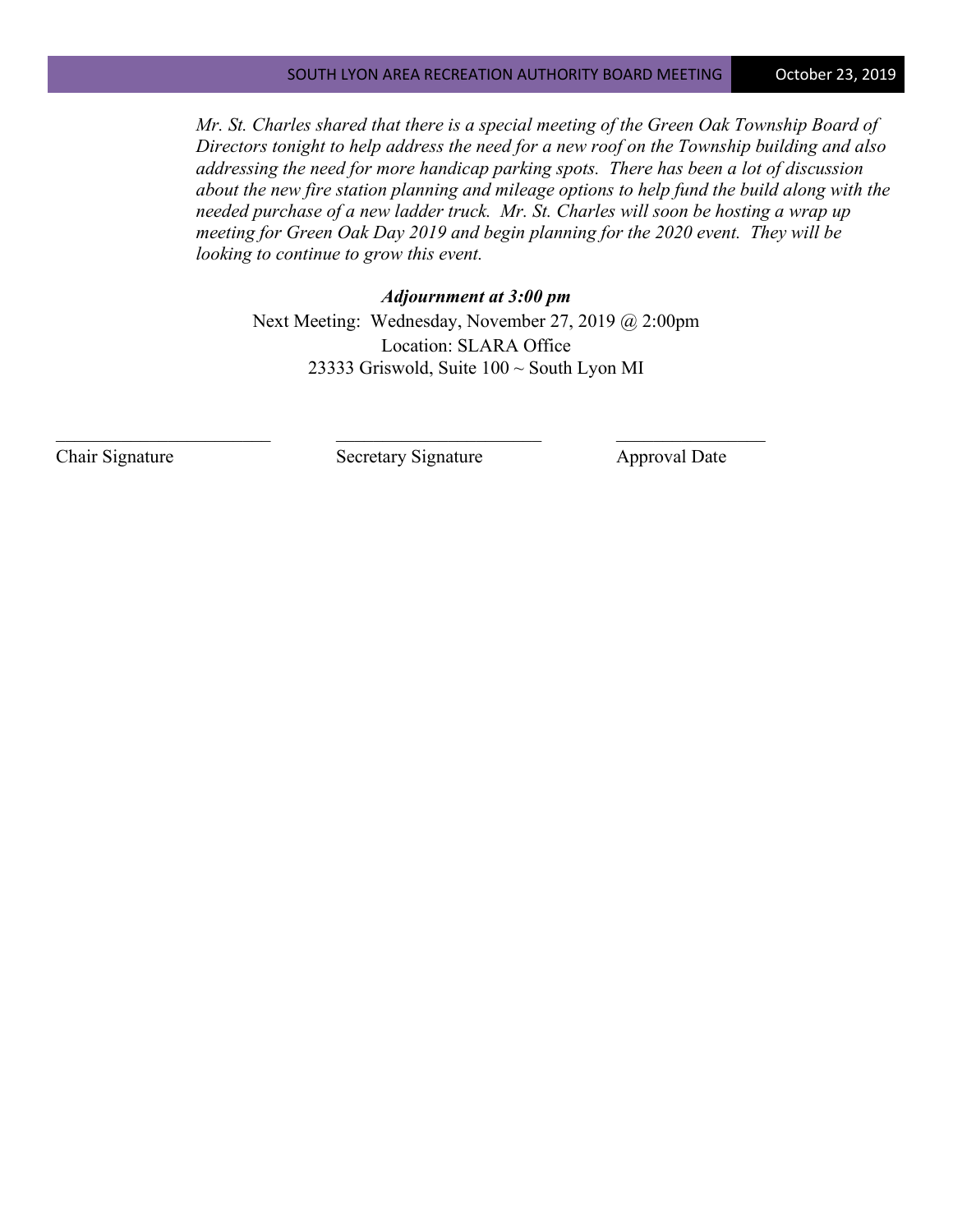*Mr. St. Charles shared that there is a special meeting of the Green Oak Township Board of Directors tonight to help address the need for a new roof on the Township building and also addressing the need for more handicap parking spots. There has been a lot of discussion about the new fire station planning and mileage options to help fund the build along with the needed purchase of a new ladder truck. Mr. St. Charles will soon be hosting a wrap up meeting for Green Oak Day 2019 and begin planning for the 2020 event. They will be looking to continue to grow this event.*

***Adjournment at 3:00 pm***

Next Meeting: Wednesday, November 27, 2019 @ 2:00pm
Location: SLARA Office
23333 Griswold, Suite 100 ~ South Lyon MI

\_\_\_\_\_\_\_\_\_\_\_\_\_\_\_\_\_\_\_\_\_\_\_\_ \_\_\_\_\_\_\_\_\_\_\_\_\_\_\_\_\_\_\_\_\_\_\_ \_\_\_\_\_\_\_\_\_\_\_\_\_\_\_\_\_

Chair Signature Secretary Signature Approval Date